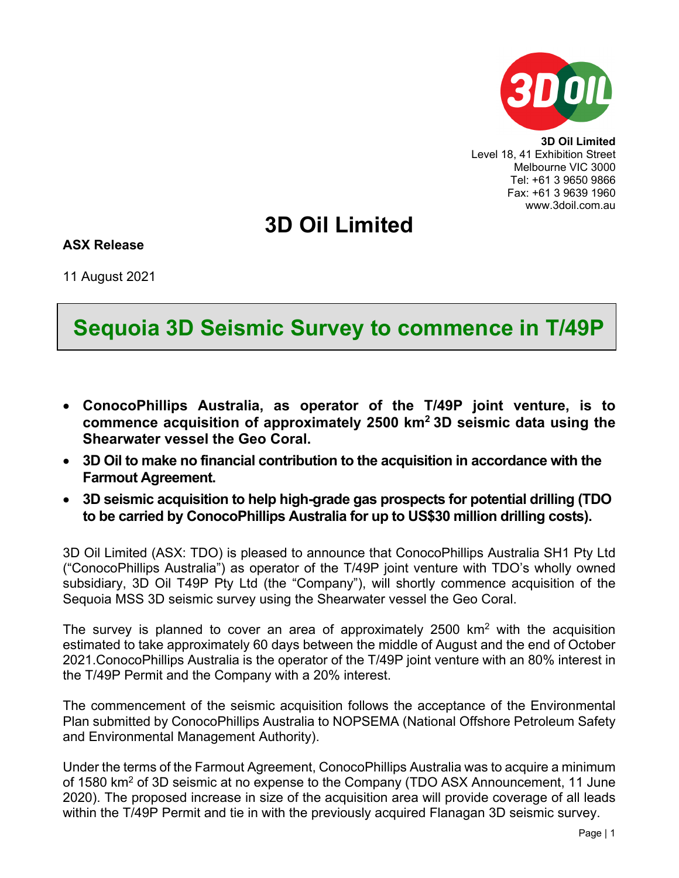**3D Oil Limited**
Level 18, 41 Exhibition Street
Melbourne VIC 3000
Tel: +61 3 9650 9866
Fax: +61 3 9639 1960
www.3doil.com.au

# 3D Oil Limited

**ASX Release**

11 August 2021

## Sequoia 3D Seismic Survey to commence in T/49P

- **ConocoPhillips Australia, as operator of the T/49P joint venture, is to commence acquisition of approximately 2500 km$^2$ 3D seismic data using the Shearwater vessel the Geo Coral.**
- **3D Oil to make no financial contribution to the acquisition in accordance with the Farmout Agreement.**
- **3D seismic acquisition to help high-grade gas prospects for potential drilling (TDO to be carried by ConocoPhillips Australia for up to US$30 million drilling costs).**

3D Oil Limited (ASX: TDO) is pleased to announce that ConocoPhillips Australia SH1 Pty Ltd ("ConocoPhillips Australia") as operator of the T/49P joint venture with TDO's wholly owned subsidiary, 3D Oil T49P Pty Ltd (the "Company"), will shortly commence acquisition of the Sequoia MSS 3D seismic survey using the Shearwater vessel the Geo Coral.

The survey is planned to cover an area of approximately 2500 km$^2$ with the acquisition estimated to take approximately 60 days between the middle of August and the end of October 2021.ConocoPhillips Australia is the operator of the T/49P joint venture with an 80% interest in the T/49P Permit and the Company with a 20% interest.

The commencement of the seismic acquisition follows the acceptance of the Environmental Plan submitted by ConocoPhillips Australia to NOPSEMA (National Offshore Petroleum Safety and Environmental Management Authority).

Under the terms of the Farmout Agreement, ConocoPhillips Australia was to acquire a minimum of 1580 km$^2$ of 3D seismic at no expense to the Company (TDO ASX Announcement, 11 June 2020). The proposed increase in size of the acquisition area will provide coverage of all leads within the T/49P Permit and tie in with the previously acquired Flanagan 3D seismic survey.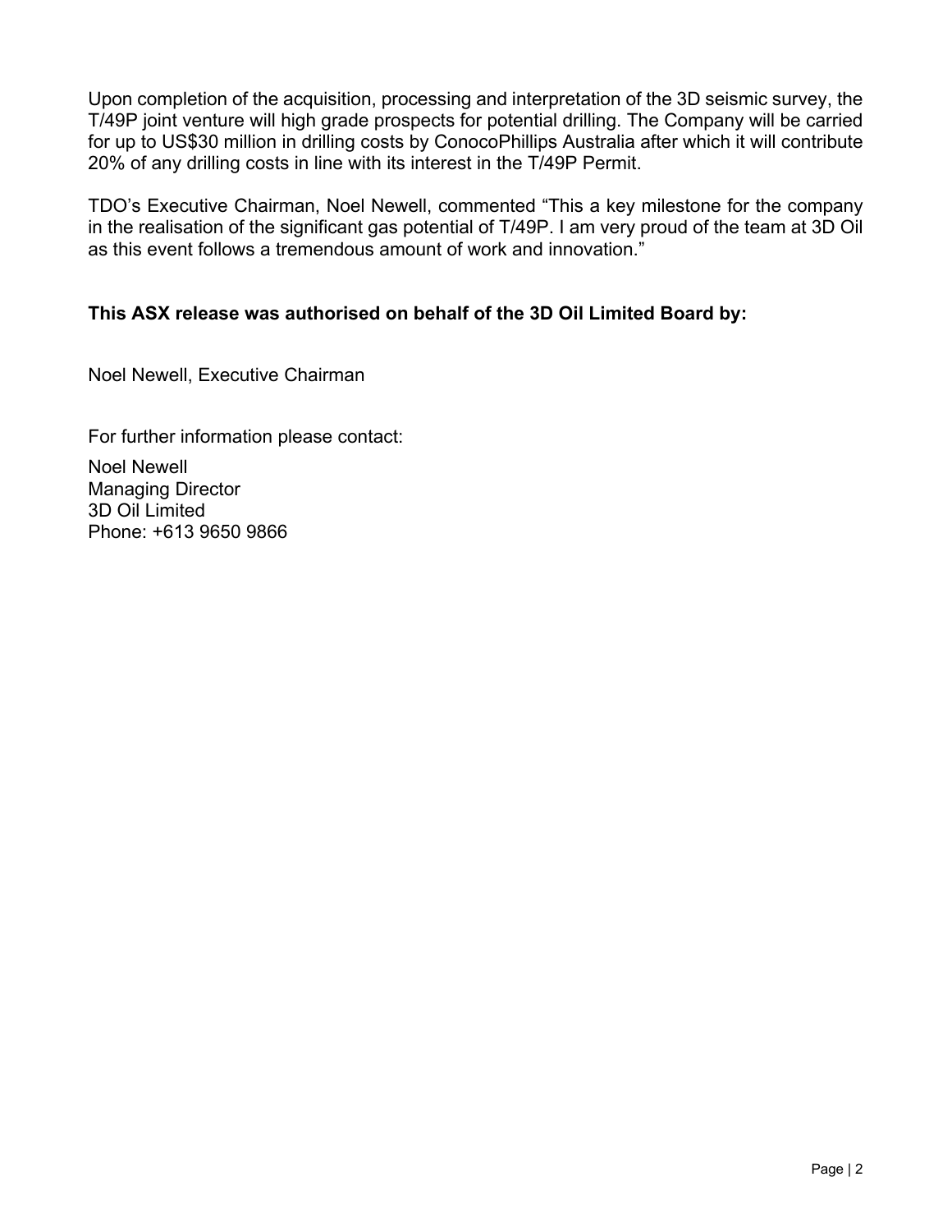Upon completion of the acquisition, processing and interpretation of the 3D seismic survey, the T/49P joint venture will high grade prospects for potential drilling. The Company will be carried for up to US$30 million in drilling costs by ConocoPhillips Australia after which it will contribute 20% of any drilling costs in line with its interest in the T/49P Permit.

TDO's Executive Chairman, Noel Newell, commented "This a key milestone for the company in the realisation of the significant gas potential of T/49P. I am very proud of the team at 3D Oil as this event follows a tremendous amount of work and innovation."

**This ASX release was authorised on behalf of the 3D Oil Limited Board by:**

Noel Newell, Executive Chairman

For further information please contact:

Noel Newell
Managing Director
3D Oil Limited
Phone: +613 9650 9866